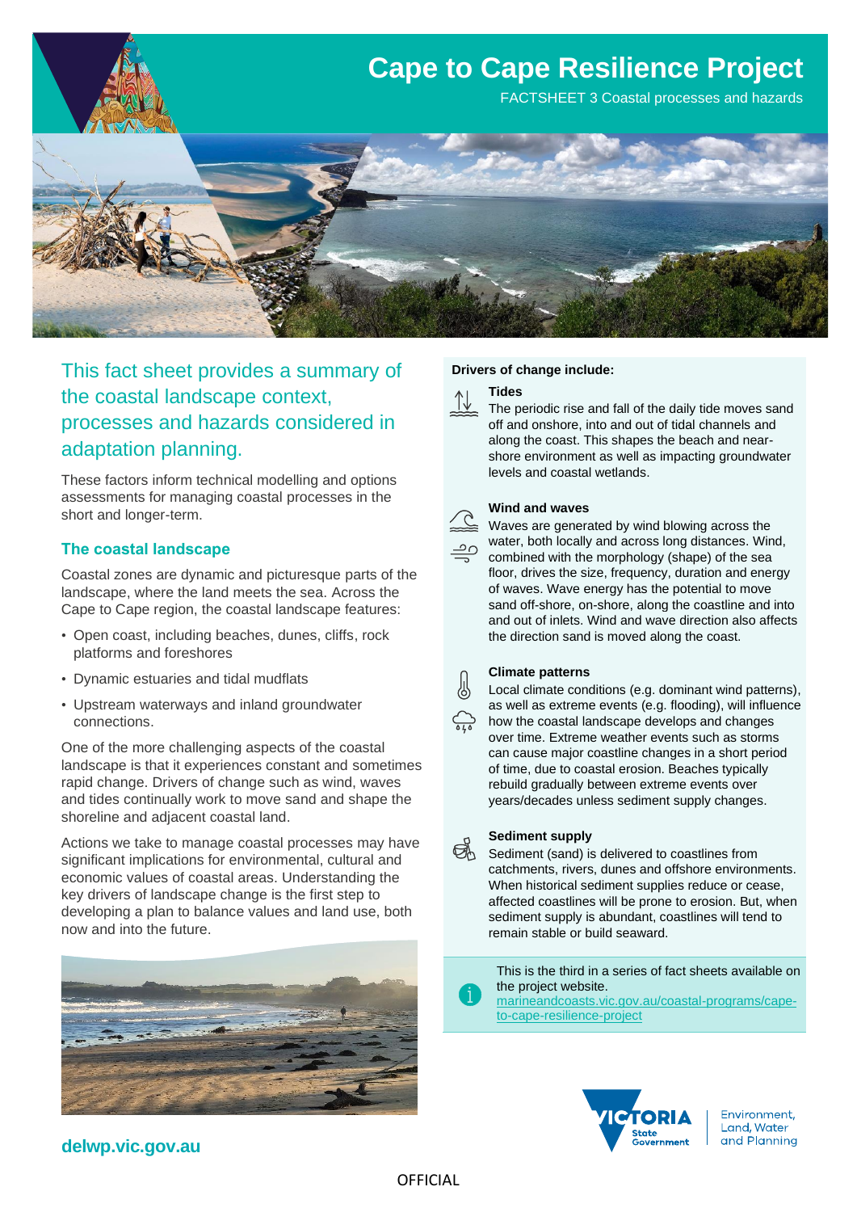# Cape to Cape Resilience Project

FACTSHEET 3 Coastal processes and hazards

## This fact sheet provides a summary of the coastal landscape context, processes and hazards considered in adaptation planning.

These factors inform technical modelling and options assessments for managing coastal processes in the short and longer-term.

### The coastal landscape

Coastal zones are dynamic and picturesque parts of the landscape, where the land meets the sea. Across the Cape to Cape region, the coastal landscape features:

- Open coast, including beaches, dunes, cliffs, rock platforms and foreshores
- Dynamic estuaries and tidal mudflats
- Upstream waterways and inland groundwater connections.

One of the more challenging aspects of the coastal landscape is that it experiences constant and sometimes rapid change. Drivers of change such as wind, waves and tides continually work to move sand and shape the shoreline and adjacent coastal land.

Actions we take to manage coastal processes may have significant implications for environmental, cultural and economic values of coastal areas. Understanding the key drivers of landscape change is the first step to developing a plan to balance values and land use, both now and into the future.

**Drivers of change include:**

**Tides**
The periodic rise and fall of the daily tide moves sand off and onshore, into and out of tidal channels and along the coast. This shapes the beach and near-shore environment as well as impacting groundwater levels and coastal wetlands.

**Wind and waves**
Waves are generated by wind blowing across the water, both locally and across long distances. Wind, combined with the morphology (shape) of the sea floor, drives the size, frequency, duration and energy of waves. Wave energy has the potential to move sand off-shore, on-shore, along the coastline and into and out of inlets. Wind and wave direction also affects the direction sand is moved along the coast.

**Climate patterns**
Local climate conditions (e.g. dominant wind patterns), as well as extreme events (e.g. flooding), will influence how the coastal landscape develops and changes over time. Extreme weather events such as storms can cause major coastline changes in a short period of time, due to coastal erosion. Beaches typically rebuild gradually between extreme events over years/decades unless sediment supply changes.

**Sediment supply**
Sediment (sand) is delivered to coastlines from catchments, rivers, dunes and offshore environments. When historical sediment supplies reduce or cease, affected coastlines will be prone to erosion. But, when sediment supply is abundant, coastlines will tend to remain stable or build seaward.

This is the third in a series of fact sheets available on the project website.
marineandcoasts.vic.gov.au/coastal-programs/cape-to-cape-resilience-project

**delwp.vic.gov.au**

VICTORIA State Government | Environment, Land, Water and Planning

OFFICIAL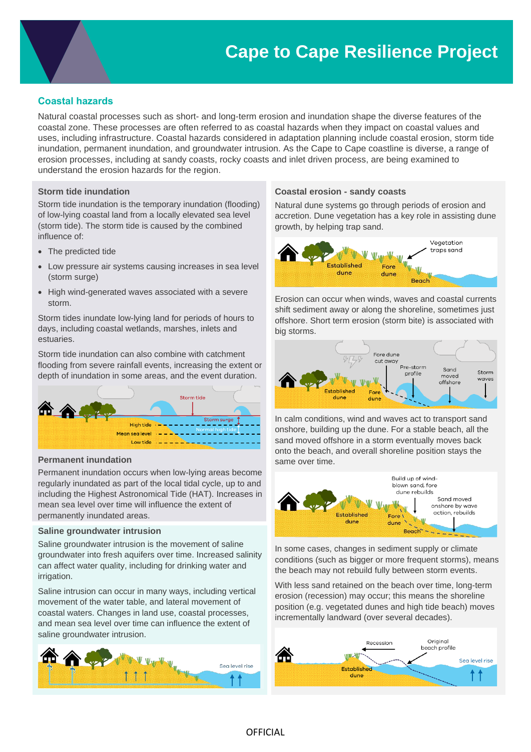# Cape to Cape Resilience Project

## Coastal hazards

Natural coastal processes such as short- and long-term erosion and inundation shape the diverse features of the coastal zone. These processes are often referred to as coastal hazards when they impact on coastal values and uses, including infrastructure. Coastal hazards considered in adaptation planning include coastal erosion, storm tide inundation, permanent inundation, and groundwater intrusion. As the Cape to Cape coastline is diverse, a range of erosion processes, including at sandy coasts, rocky coasts and inlet driven process, are being examined to understand the erosion hazards for the region.

### Storm tide inundation

Storm tide inundation is the temporary inundation (flooding) of low-lying coastal land from a locally elevated sea level (storm tide). The storm tide is caused by the combined influence of:

- The predicted tide
- Low pressure air systems causing increases in sea level (storm surge)
- High wind-generated waves associated with a severe storm.

Storm tides inundate low-lying land for periods of hours to days, including coastal wetlands, marshes, inlets and estuaries.

Storm tide inundation can also combine with catchment flooding from severe rainfall events, increasing the extent or depth of inundation in some areas, and the event duration.

### Permanent inundation

Permanent inundation occurs when low-lying areas become regularly inundated as part of the local tidal cycle, up to and including the Highest Astronomical Tide (HAT). Increases in mean sea level over time will influence the extent of permanently inundated areas.

### Saline groundwater intrusion

Saline groundwater intrusion is the movement of saline groundwater into fresh aquifers over time. Increased salinity can affect water quality, including for drinking water and irrigation.

Saline intrusion can occur in many ways, including vertical movement of the water table, and lateral movement of coastal waters. Changes in land use, coastal processes, and mean sea level over time can influence the extent of saline groundwater intrusion.

### Coastal erosion - sandy coasts

Natural dune systems go through periods of erosion and accretion. Dune vegetation has a key role in assisting dune growth, by helping trap sand.

Erosion can occur when winds, waves and coastal currents shift sediment away or along the shoreline, sometimes just offshore. Short term erosion (storm bite) is associated with big storms.

In calm conditions, wind and waves act to transport sand onshore, building up the dune. For a stable beach, all the sand moved offshore in a storm eventually moves back onto the beach, and overall shoreline position stays the same over time.

In some cases, changes in sediment supply or climate conditions (such as bigger or more frequent storms), means the beach may not rebuild fully between storm events.

With less sand retained on the beach over time, long-term erosion (recession) may occur; this means the shoreline position (e.g. vegetated dunes and high tide beach) moves incrementally landward (over several decades).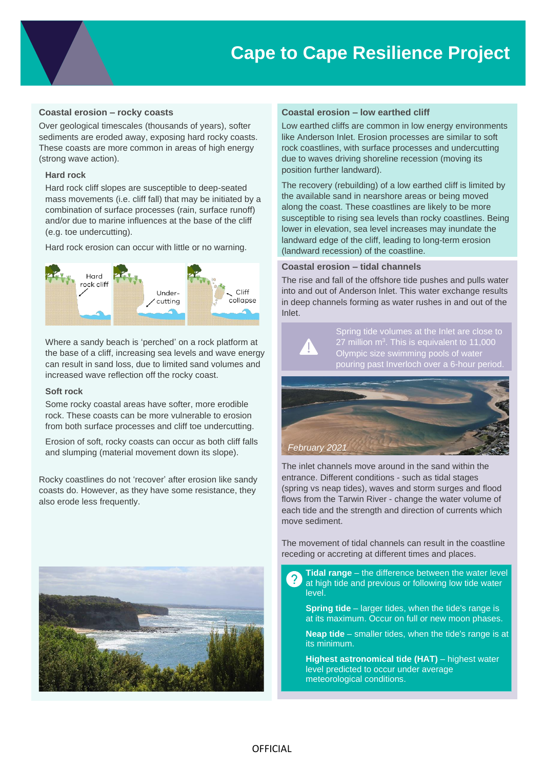# Cape to Cape Resilience Project

## Coastal erosion – rocky coasts

Over geological timescales (thousands of years), softer sediments are eroded away, exposing hard rocky coasts. These coasts are more common in areas of high energy (strong wave action).

### Hard rock

Hard rock cliff slopes are susceptible to deep-seated mass movements (i.e. cliff fall) that may be initiated by a combination of surface processes (rain, surface runoff) and/or due to marine influences at the base of the cliff (e.g. toe undercutting).

Hard rock erosion can occur with little or no warning.

Hard rock cliff | Under-cutting | Cliff collapse

Where a sandy beach is 'perched' on a rock platform at the base of a cliff, increasing sea levels and wave energy can result in sand loss, due to limited sand volumes and increased wave reflection off the rocky coast.

### Soft rock

Some rocky coastal areas have softer, more erodible rock. These coasts can be more vulnerable to erosion from both surface processes and cliff toe undercutting.

Erosion of soft, rocky coasts can occur as both cliff falls and slumping (material movement down its slope).

Rocky coastlines do not 'recover' after erosion like sandy coasts do. However, as they have some resistance, they also erode less frequently.

## Coastal erosion – low earthed cliff

Low earthed cliffs are common in low energy environments like Anderson Inlet. Erosion processes are similar to soft rock coastlines, with surface processes and undercutting due to waves driving shoreline recession (moving its position further landward).

The recovery (rebuilding) of a low earthed cliff is limited by the available sand in nearshore areas or being moved along the coast. These coastlines are likely to be more susceptible to rising sea levels than rocky coastlines. Being lower in elevation, sea level increases may inundate the landward edge of the cliff, leading to long-term erosion (landward recession) of the coastline.

## Coastal erosion – tidal channels

The rise and fall of the offshore tide pushes and pulls water into and out of Anderson Inlet. This water exchange results in deep channels forming as water rushes in and out of the Inlet.

> Spring tide volumes at the Inlet are close to 27 million $m^3$. This is equivalent to 11,000 Olympic size swimming pools of water pouring past Inverloch over a 6-hour period.

*February 2021*

The inlet channels move around in the sand within the entrance. Different conditions - such as tidal stages (spring vs neap tides), waves and storm surges and flood flows from the Tarwin River - change the water volume of each tide and the strength and direction of currents which move sediment.

The movement of tidal channels can result in the coastline receding or accreting at different times and places.

**Tidal range** – the difference between the water level at high tide and previous or following low tide water level.

**Spring tide** – larger tides, when the tide's range is at its maximum. Occur on full or new moon phases.

**Neap tide** – smaller tides, when the tide's range is at its minimum.

**Highest astronomical tide (HAT)** – highest water level predicted to occur under average meteorological conditions.

OFFICIAL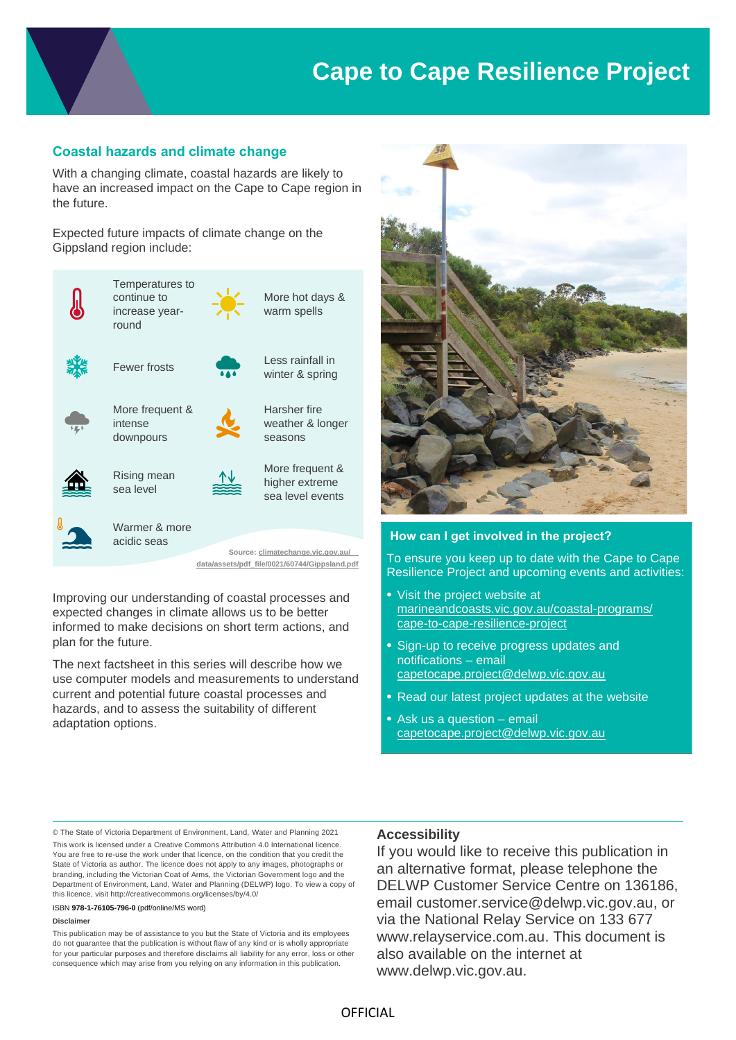# Cape to Cape Resilience Project

## Coastal hazards and climate change

With a changing climate, coastal hazards are likely to have an increased impact on the Cape to Cape region in the future.

Expected future impacts of climate change on the Gippsland region include:

- Temperatures to continue to increase year-round
- More hot days & warm spells
- Fewer frosts
- Less rainfall in winter & spring
- More frequent & intense downpours
- Harsher fire weather & longer seasons
- Rising mean sea level
- More frequent & higher extreme sea level events
- Warmer & more acidic seas

Source: climatechange.vic.gov.au/ data/assets/pdf_file/0021/60744/Gippsland.pdf

Improving our understanding of coastal processes and expected changes in climate allows us to be better informed to make decisions on short term actions, and plan for the future.

The next factsheet in this series will describe how we use computer models and measurements to understand current and potential future coastal processes and hazards, and to assess the suitability of different adaptation options.

### How can I get involved in the project?

To ensure you keep up to date with the Cape to Cape Resilience Project and upcoming events and activities:

- Visit the project website at marineandcoasts.vic.gov.au/coastal-programs/cape-to-cape-resilience-project
- Sign-up to receive progress updates and notifications – email capetocape.project@delwp.vic.gov.au
- Read our latest project updates at the website
- Ask us a question – email capetocape.project@delwp.vic.gov.au

© The State of Victoria Department of Environment, Land, Water and Planning 2021

This work is licensed under a Creative Commons Attribution 4.0 International licence. You are free to re-use the work under that licence, on the condition that you credit the State of Victoria as author. The licence does not apply to any images, photographs or branding, including the Victorian Coat of Arms, the Victorian Government logo and the Department of Environment, Land, Water and Planning (DELWP) logo. To view a copy of this licence, visit http://creativecommons.org/licenses/by/4.0/

ISBN **978-1-76105-796-0** (pdf/online/MS word)

**Disclaimer**

This publication may be of assistance to you but the State of Victoria and its employees do not guarantee that the publication is without flaw of any kind or is wholly appropriate for your particular purposes and therefore disclaims all liability for any error, loss or other consequence which may arise from you relying on any information in this publication.

### Accessibility

If you would like to receive this publication in an alternative format, please telephone the DELWP Customer Service Centre on 136186, email customer.service@delwp.vic.gov.au, or via the National Relay Service on 133 677 www.relayservice.com.au. This document is also available on the internet at www.delwp.vic.gov.au.

OFFICIAL